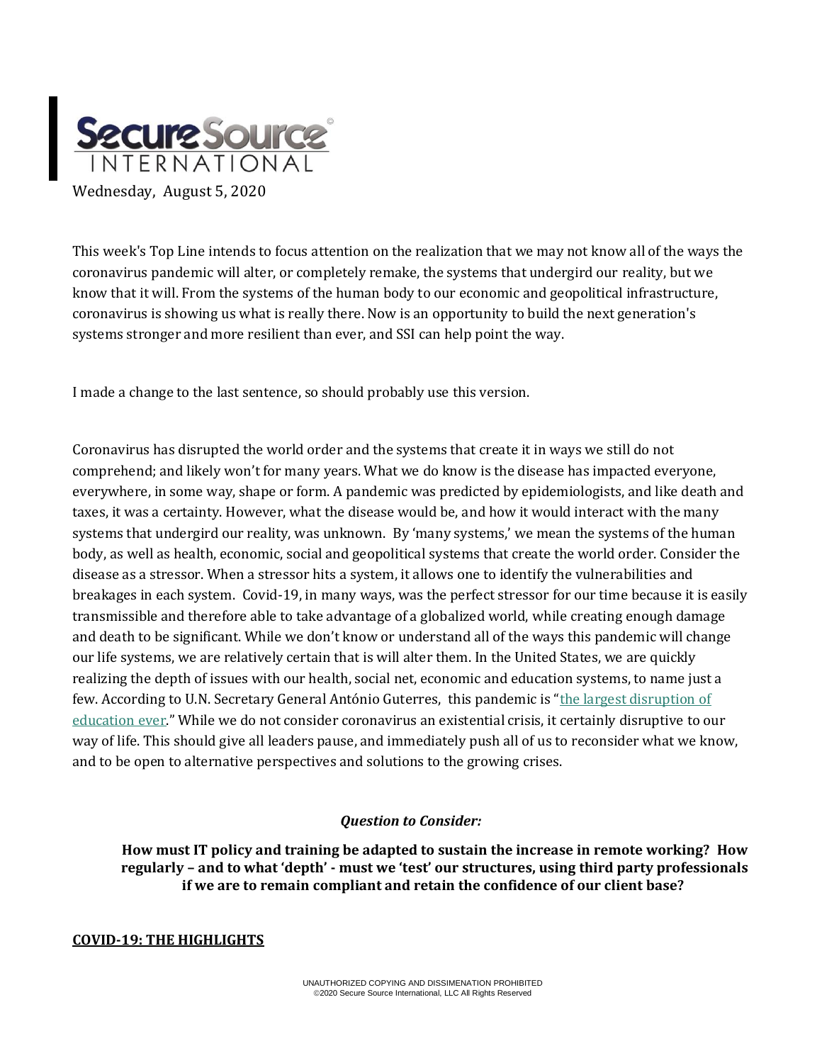Wednesday, August 5, 2020

This week's Top Line intends to focus attention on the realization that we may not know all of the ways the coronavirus pandemic will alter, or completely remake, the systems that undergird our reality, but we know that it will. From the systems of the human body to our economic and geopolitical infrastructure, coronavirus is showing us what is really there. Now is an opportunity to build the next generation's systems stronger and more resilient than ever, and SSI can help point the way.

I made a change to the last sentence, so should probably use this version.

Coronavirus has disrupted the world order and the systems that create it in ways we still do not comprehend; and likely won't for many years. What we do know is the disease has impacted everyone, everywhere, in some way, shape or form. A pandemic was predicted by epidemiologists, and like death and taxes, it was a certainty. However, what the disease would be, and how it would interact with the many systems that undergird our reality, was unknown. By 'many systems,' we mean the systems of the human body, as well as health, economic, social and geopolitical systems that create the world order. Consider the disease as a stressor. When a stressor hits a system, it allows one to identify the vulnerabilities and breakages in each system. Covid-19, in many ways, was the perfect stressor for our time because it is easily transmissible and therefore able to take advantage of a globalized world, while creating enough damage and death to be significant. While we don't know or understand all of the ways this pandemic will change our life systems, we are relatively certain that is will alter them. In the United States, we are quickly realizing the depth of issues with our health, social net, economic and education systems, to name just a few. According to U.N. Secretary General António Guterres, this pandemic is "the largest disruption of education ever." While we do not consider coronavirus an existential crisis, it certainly disruptive to our way of life. This should give all leaders pause, and immediately push all of us to reconsider what we know, and to be open to alternative perspectives and solutions to the growing crises.

***Question to Consider:***

**How must IT policy and training be adapted to sustain the increase in remote working? How regularly – and to what 'depth' - must we 'test' our structures, using third party professionals if we are to remain compliant and retain the confidence of our client base?**

## COVID-19: THE HIGHLIGHTS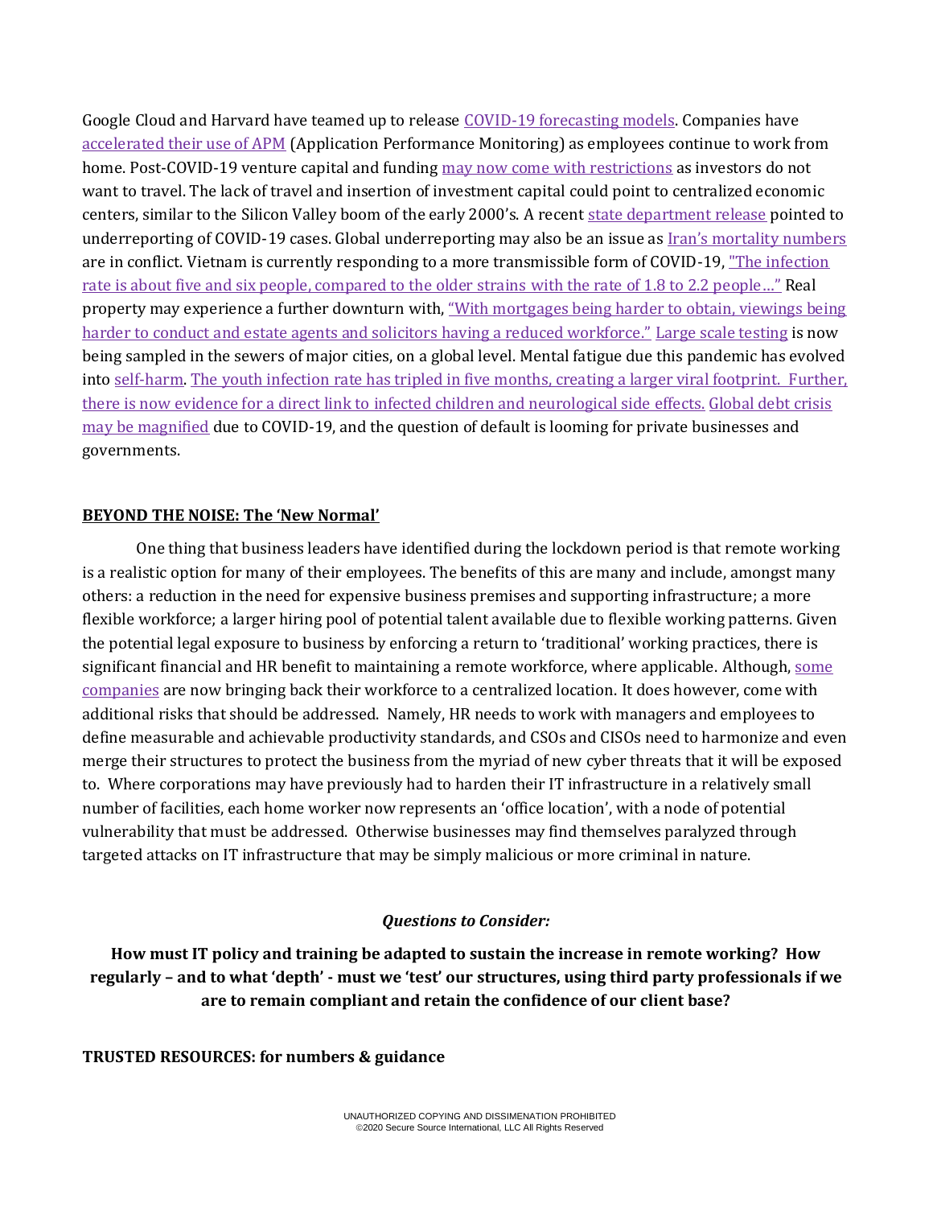Google Cloud and Harvard have teamed up to release COVID-19 forecasting models. Companies have accelerated their use of APM (Application Performance Monitoring) as employees continue to work from home. Post-COVID-19 venture capital and funding may now come with restrictions as investors do not want to travel. The lack of travel and insertion of investment capital could point to centralized economic centers, similar to the Silicon Valley boom of the early 2000's. A recent state department release pointed to underreporting of COVID-19 cases. Global underreporting may also be an issue as Iran's mortality numbers are in conflict. Vietnam is currently responding to a more transmissible form of COVID-19, "The infection rate is about five and six people, compared to the older strains with the rate of 1.8 to 2.2 people…" Real property may experience a further downturn with, "With mortgages being harder to obtain, viewings being harder to conduct and estate agents and solicitors having a reduced workforce." Large scale testing is now being sampled in the sewers of major cities, on a global level. Mental fatigue due this pandemic has evolved into self-harm. The youth infection rate has tripled in five months, creating a larger viral footprint. Further, there is now evidence for a direct link to infected children and neurological side effects. Global debt crisis may be magnified due to COVID-19, and the question of default is looming for private businesses and governments.

**BEYOND THE NOISE: The 'New Normal'**

One thing that business leaders have identified during the lockdown period is that remote working is a realistic option for many of their employees. The benefits of this are many and include, amongst many others: a reduction in the need for expensive business premises and supporting infrastructure; a more flexible workforce; a larger hiring pool of potential talent available due to flexible working patterns. Given the potential legal exposure to business by enforcing a return to 'traditional' working practices, there is significant financial and HR benefit to maintaining a remote workforce, where applicable. Although, some companies are now bringing back their workforce to a centralized location. It does however, come with additional risks that should be addressed. Namely, HR needs to work with managers and employees to define measurable and achievable productivity standards, and CSOs and CISOs need to harmonize and even merge their structures to protect the business from the myriad of new cyber threats that it will be exposed to. Where corporations may have previously had to harden their IT infrastructure in a relatively small number of facilities, each home worker now represents an 'office location', with a node of potential vulnerability that must be addressed. Otherwise businesses may find themselves paralyzed through targeted attacks on IT infrastructure that may be simply malicious or more criminal in nature.

***Questions to Consider:***

**How must IT policy and training be adapted to sustain the increase in remote working? How regularly – and to what 'depth' - must we 'test' our structures, using third party professionals if we are to remain compliant and retain the confidence of our client base?**

**TRUSTED RESOURCES: for numbers & guidance**

UNAUTHORIZED COPYING AND DISSIMENATION PROHIBITED
©2020 Secure Source International, LLC All Rights Reserved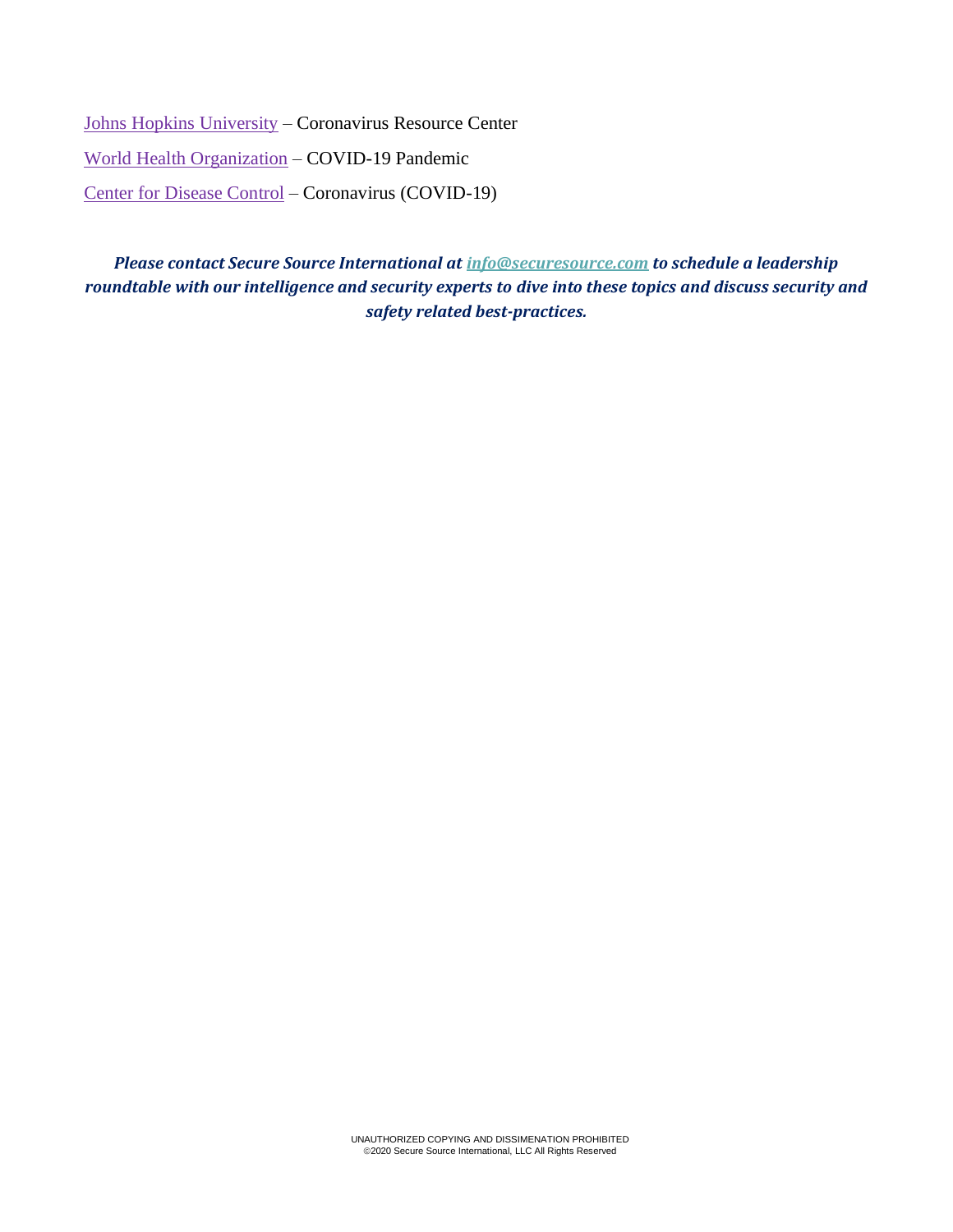Johns Hopkins University – Coronavirus Resource Center

World Health Organization – COVID-19 Pandemic

Center for Disease Control – Coronavirus (COVID-19)

***Please contact Secure Source International at info@securesource.com to schedule a leadership roundtable with our intelligence and security experts to dive into these topics and discuss security and safety related best-practices.***

UNAUTHORIZED COPYING AND DISSIMENATION PROHIBITED
©2020 Secure Source International, LLC All Rights Reserved